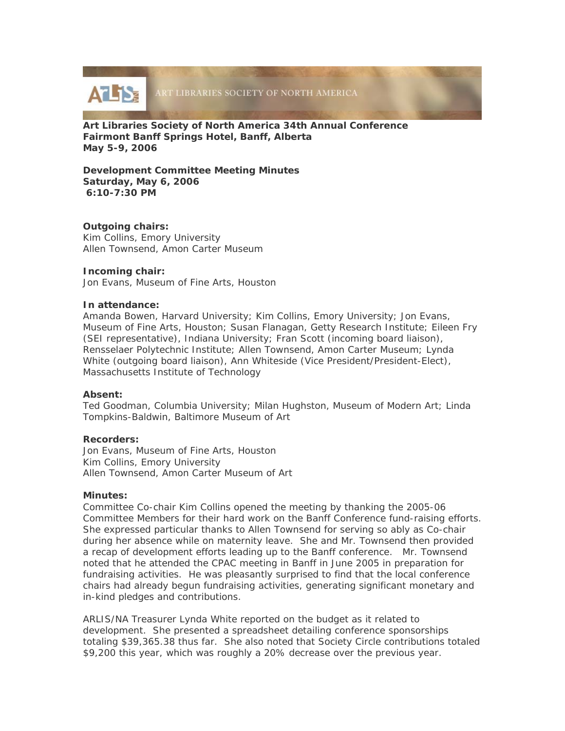**Art Libraries Society of North America 34th Annual Conference**
**Fairmont Banff Springs Hotel, Banff, Alberta**
**May 5-9, 2006**

**Development Committee Meeting Minutes**
**Saturday, May 6, 2006**
**6:10-7:30 PM**

**Outgoing chairs:**
Kim Collins, Emory University
Allen Townsend, Amon Carter Museum

**Incoming chair:**
Jon Evans, Museum of Fine Arts, Houston

**In attendance:**
Amanda Bowen, Harvard University; Kim Collins, Emory University; Jon Evans, Museum of Fine Arts, Houston; Susan Flanagan, Getty Research Institute; Eileen Fry (SEI representative), Indiana University; Fran Scott (incoming board liaison), Rensselaer Polytechnic Institute; Allen Townsend, Amon Carter Museum; Lynda White (outgoing board liaison), Ann Whiteside (Vice President/President-Elect), Massachusetts Institute of Technology

**Absent:**
Ted Goodman, Columbia University; Milan Hughston, Museum of Modern Art; Linda Tompkins-Baldwin, Baltimore Museum of Art

**Recorders:**
Jon Evans, Museum of Fine Arts, Houston
Kim Collins, Emory University
Allen Townsend, Amon Carter Museum of Art

**Minutes:**
Committee Co-chair Kim Collins opened the meeting by thanking the 2005-06 Committee Members for their hard work on the Banff Conference fund-raising efforts. She expressed particular thanks to Allen Townsend for serving so ably as Co-chair during her absence while on maternity leave. She and Mr. Townsend then provided a recap of development efforts leading up to the Banff conference. Mr. Townsend noted that he attended the CPAC meeting in Banff in June 2005 in preparation for fundraising activities. He was pleasantly surprised to find that the local conference chairs had already begun fundraising activities, generating significant monetary and in-kind pledges and contributions.

ARLIS/NA Treasurer Lynda White reported on the budget as it related to development. She presented a spreadsheet detailing conference sponsorships totaling $39,365.38 thus far. She also noted that Society Circle contributions totaled $9,200 this year, which was roughly a 20% decrease over the previous year.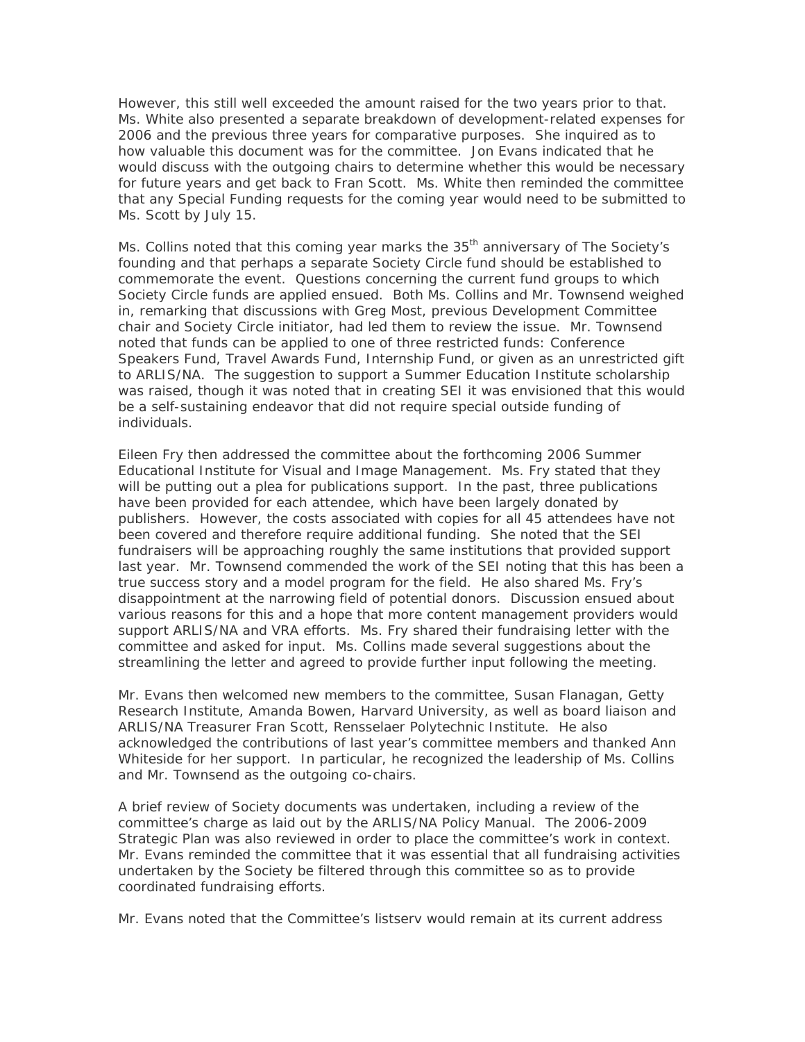However, this still well exceeded the amount raised for the two years prior to that. Ms. White also presented a separate breakdown of development-related expenses for 2006 and the previous three years for comparative purposes. She inquired as to how valuable this document was for the committee. Jon Evans indicated that he would discuss with the outgoing chairs to determine whether this would be necessary for future years and get back to Fran Scott. Ms. White then reminded the committee that any Special Funding requests for the coming year would need to be submitted to Ms. Scott by July 15.

Ms. Collins noted that this coming year marks the 35th anniversary of The Society's founding and that perhaps a separate Society Circle fund should be established to commemorate the event. Questions concerning the current fund groups to which Society Circle funds are applied ensued. Both Ms. Collins and Mr. Townsend weighed in, remarking that discussions with Greg Most, previous Development Committee chair and Society Circle initiator, had led them to review the issue. Mr. Townsend noted that funds can be applied to one of three restricted funds: Conference Speakers Fund, Travel Awards Fund, Internship Fund, or given as an unrestricted gift to ARLIS/NA. The suggestion to support a Summer Education Institute scholarship was raised, though it was noted that in creating SEI it was envisioned that this would be a self-sustaining endeavor that did not require special outside funding of individuals.

Eileen Fry then addressed the committee about the forthcoming 2006 Summer Educational Institute for Visual and Image Management. Ms. Fry stated that they will be putting out a plea for publications support. In the past, three publications have been provided for each attendee, which have been largely donated by publishers. However, the costs associated with copies for all 45 attendees have not been covered and therefore require additional funding. She noted that the SEI fundraisers will be approaching roughly the same institutions that provided support last year. Mr. Townsend commended the work of the SEI noting that this has been a true success story and a model program for the field. He also shared Ms. Fry's disappointment at the narrowing field of potential donors. Discussion ensued about various reasons for this and a hope that more content management providers would support ARLIS/NA and VRA efforts. Ms. Fry shared their fundraising letter with the committee and asked for input. Ms. Collins made several suggestions about the streamlining the letter and agreed to provide further input following the meeting.

Mr. Evans then welcomed new members to the committee, Susan Flanagan, Getty Research Institute, Amanda Bowen, Harvard University, as well as board liaison and ARLIS/NA Treasurer Fran Scott, Rensselaer Polytechnic Institute. He also acknowledged the contributions of last year's committee members and thanked Ann Whiteside for her support. In particular, he recognized the leadership of Ms. Collins and Mr. Townsend as the outgoing co-chairs.

A brief review of Society documents was undertaken, including a review of the committee's charge as laid out by the ARLIS/NA Policy Manual. The 2006-2009 Strategic Plan was also reviewed in order to place the committee's work in context. Mr. Evans reminded the committee that it was essential that all fundraising activities undertaken by the Society be filtered through this committee so as to provide coordinated fundraising efforts.

Mr. Evans noted that the Committee's listserv would remain at its current address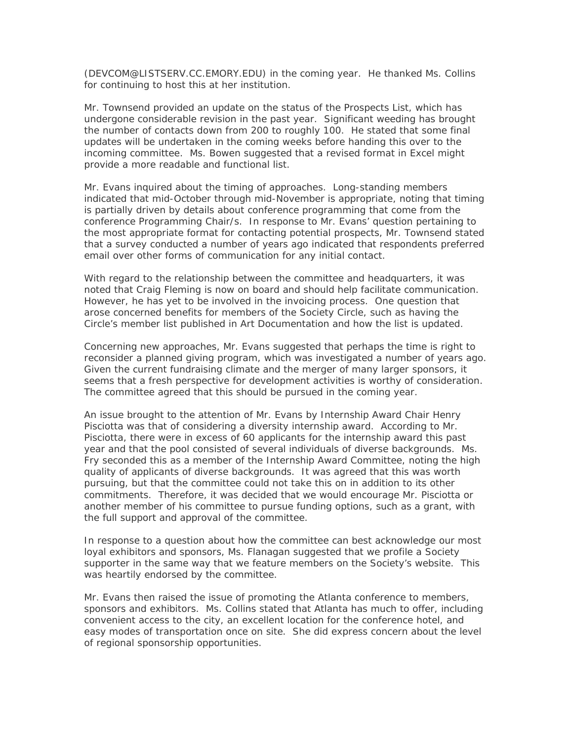(DEVCOM@LISTSERV.CC.EMORY.EDU) in the coming year. He thanked Ms. Collins for continuing to host this at her institution.

Mr. Townsend provided an update on the status of the Prospects List, which has undergone considerable revision in the past year. Significant weeding has brought the number of contacts down from 200 to roughly 100. He stated that some final updates will be undertaken in the coming weeks before handing this over to the incoming committee. Ms. Bowen suggested that a revised format in Excel might provide a more readable and functional list.

Mr. Evans inquired about the timing of approaches. Long-standing members indicated that mid-October through mid-November is appropriate, noting that timing is partially driven by details about conference programming that come from the conference Programming Chair/s. In response to Mr. Evans' question pertaining to the most appropriate format for contacting potential prospects, Mr. Townsend stated that a survey conducted a number of years ago indicated that respondents preferred email over other forms of communication for any initial contact.

With regard to the relationship between the committee and headquarters, it was noted that Craig Fleming is now on board and should help facilitate communication. However, he has yet to be involved in the invoicing process. One question that arose concerned benefits for members of the Society Circle, such as having the Circle's member list published in Art Documentation and how the list is updated.

Concerning new approaches, Mr. Evans suggested that perhaps the time is right to reconsider a planned giving program, which was investigated a number of years ago. Given the current fundraising climate and the merger of many larger sponsors, it seems that a fresh perspective for development activities is worthy of consideration. The committee agreed that this should be pursued in the coming year.

An issue brought to the attention of Mr. Evans by Internship Award Chair Henry Pisciotta was that of considering a diversity internship award. According to Mr. Pisciotta, there were in excess of 60 applicants for the internship award this past year and that the pool consisted of several individuals of diverse backgrounds. Ms. Fry seconded this as a member of the Internship Award Committee, noting the high quality of applicants of diverse backgrounds. It was agreed that this was worth pursuing, but that the committee could not take this on in addition to its other commitments. Therefore, it was decided that we would encourage Mr. Pisciotta or another member of his committee to pursue funding options, such as a grant, with the full support and approval of the committee.

In response to a question about how the committee can best acknowledge our most loyal exhibitors and sponsors, Ms. Flanagan suggested that we profile a Society supporter in the same way that we feature members on the Society's website. This was heartily endorsed by the committee.

Mr. Evans then raised the issue of promoting the Atlanta conference to members, sponsors and exhibitors. Ms. Collins stated that Atlanta has much to offer, including convenient access to the city, an excellent location for the conference hotel, and easy modes of transportation once on site. She did express concern about the level of regional sponsorship opportunities.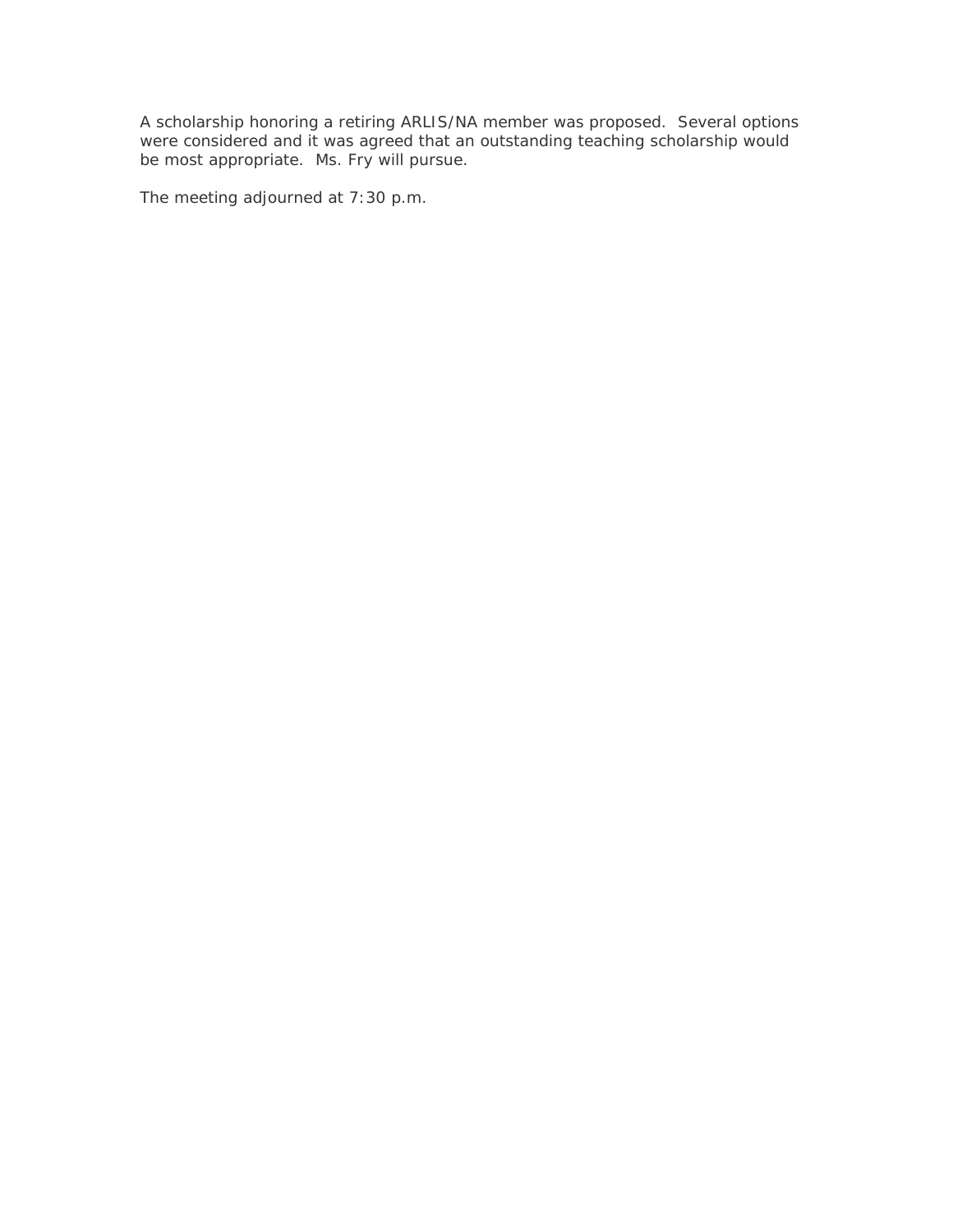A scholarship honoring a retiring ARLIS/NA member was proposed. Several options were considered and it was agreed that an outstanding teaching scholarship would be most appropriate. Ms. Fry will pursue.

The meeting adjourned at 7:30 p.m.